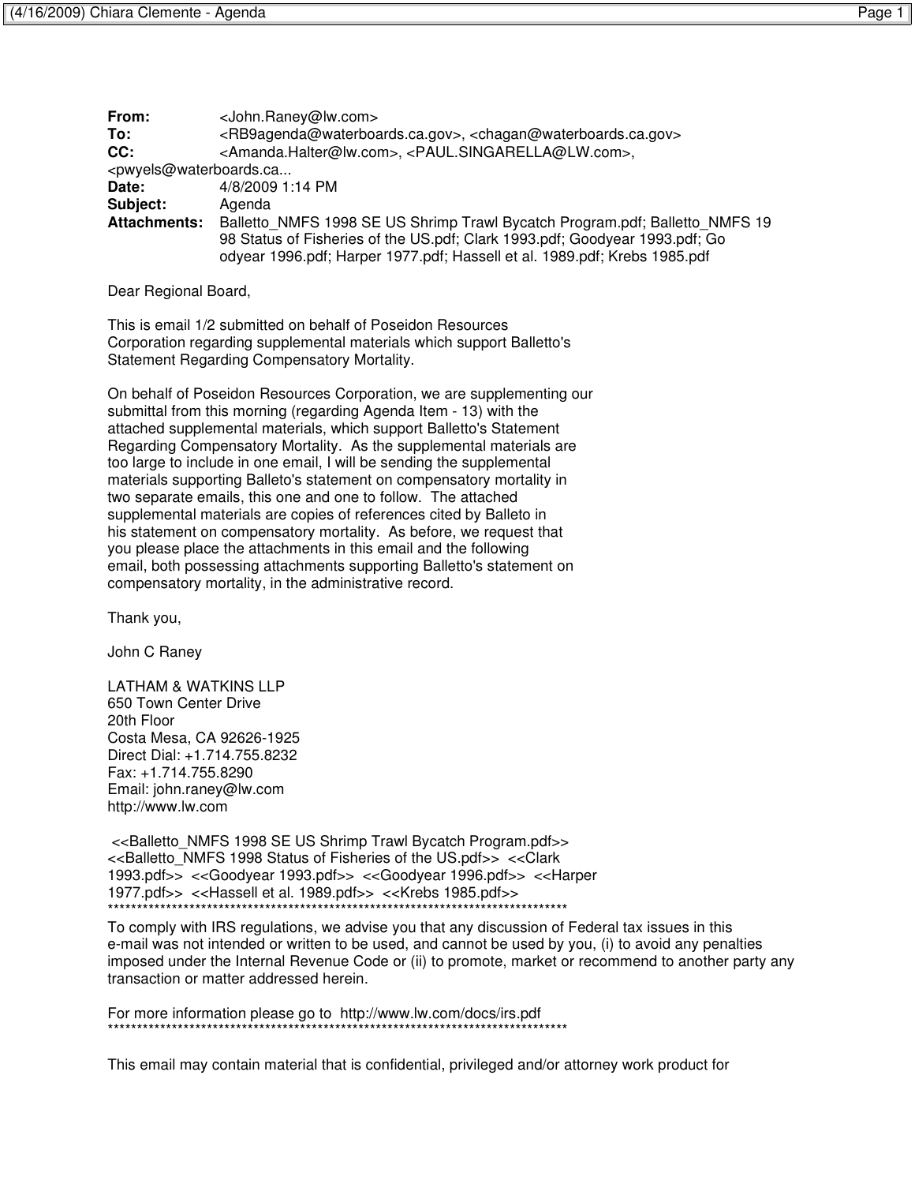**From:** <John.Raney@lw.com>
**To:** <RB9agenda@waterboards.ca.gov>, <chagan@waterboards.ca.gov>
**CC:** <Amanda.Halter@lw.com>, <PAUL.SINGARELLA@LW.com>, <pwyels@waterboards.ca...
**Date:** 4/8/2009 1:14 PM
**Subject:** Agenda
**Attachments:** Balletto_NMFS 1998 SE US Shrimp Trawl Bycatch Program.pdf; Balletto_NMFS 1998 Status of Fisheries of the US.pdf; Clark 1993.pdf; Goodyear 1993.pdf; Goodyear 1996.pdf; Harper 1977.pdf; Hassell et al. 1989.pdf; Krebs 1985.pdf

Dear Regional Board,

This is email 1/2 submitted on behalf of Poseidon Resources Corporation regarding supplemental materials which support Balletto's Statement Regarding Compensatory Mortality.

On behalf of Poseidon Resources Corporation, we are supplementing our submittal from this morning (regarding Agenda Item - 13) with the attached supplemental materials, which support Balletto's Statement Regarding Compensatory Mortality. As the supplemental materials are too large to include in one email, I will be sending the supplemental materials supporting Balleto's statement on compensatory mortality in two separate emails, this one and one to follow. The attached supplemental materials are copies of references cited by Balleto in his statement on compensatory mortality. As before, we request that you please place the attachments in this email and the following email, both possessing attachments supporting Balletto's statement on compensatory mortality, in the administrative record.

Thank you,

John C Raney

LATHAM & WATKINS LLP
650 Town Center Drive
20th Floor
Costa Mesa, CA 92626-1925
Direct Dial: +1.714.755.8232
Fax: +1.714.755.8290
Email: john.raney@lw.com
http://www.lw.com

<<Balletto_NMFS 1998 SE US Shrimp Trawl Bycatch Program.pdf>> <<Balletto_NMFS 1998 Status of Fisheries of the US.pdf>> <<Clark 1993.pdf>> <<Goodyear 1993.pdf>> <<Goodyear 1996.pdf>> <<Harper 1977.pdf>> <<Hassell et al. 1989.pdf>> <<Krebs 1985.pdf>>

*******************************************************************************

To comply with IRS regulations, we advise you that any discussion of Federal tax issues in this e-mail was not intended or written to be used, and cannot be used by you, (i) to avoid any penalties imposed under the Internal Revenue Code or (ii) to promote, market or recommend to another party any transaction or matter addressed herein.

For more information please go to http://www.lw.com/docs/irs.pdf

*******************************************************************************

This email may contain material that is confidential, privileged and/or attorney work product for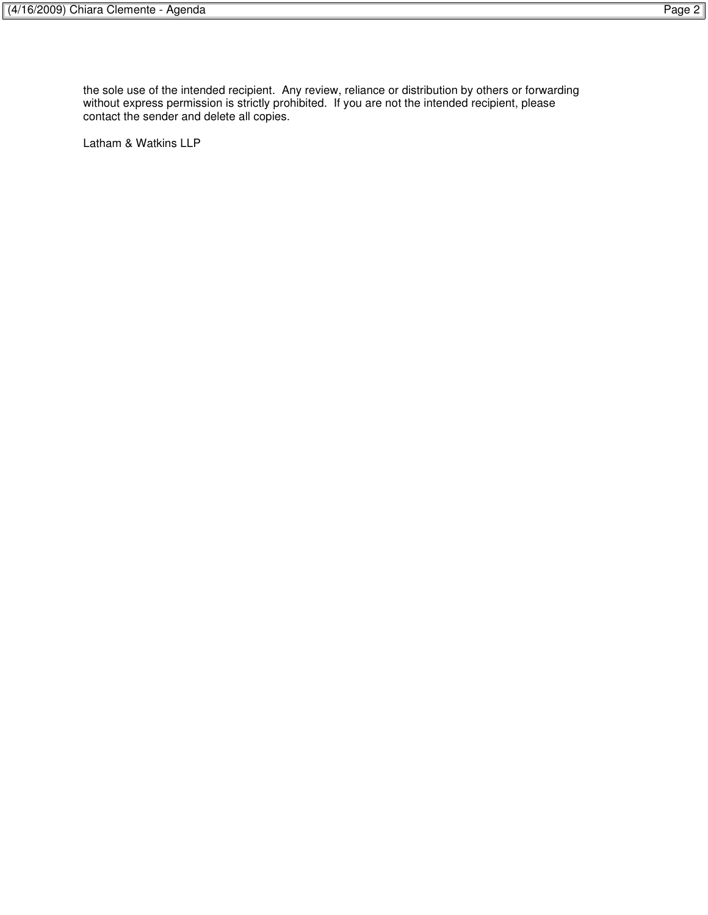the sole use of the intended recipient. Any review, reliance or distribution by others or forwarding without express permission is strictly prohibited. If you are not the intended recipient, please contact the sender and delete all copies.

Latham & Watkins LLP